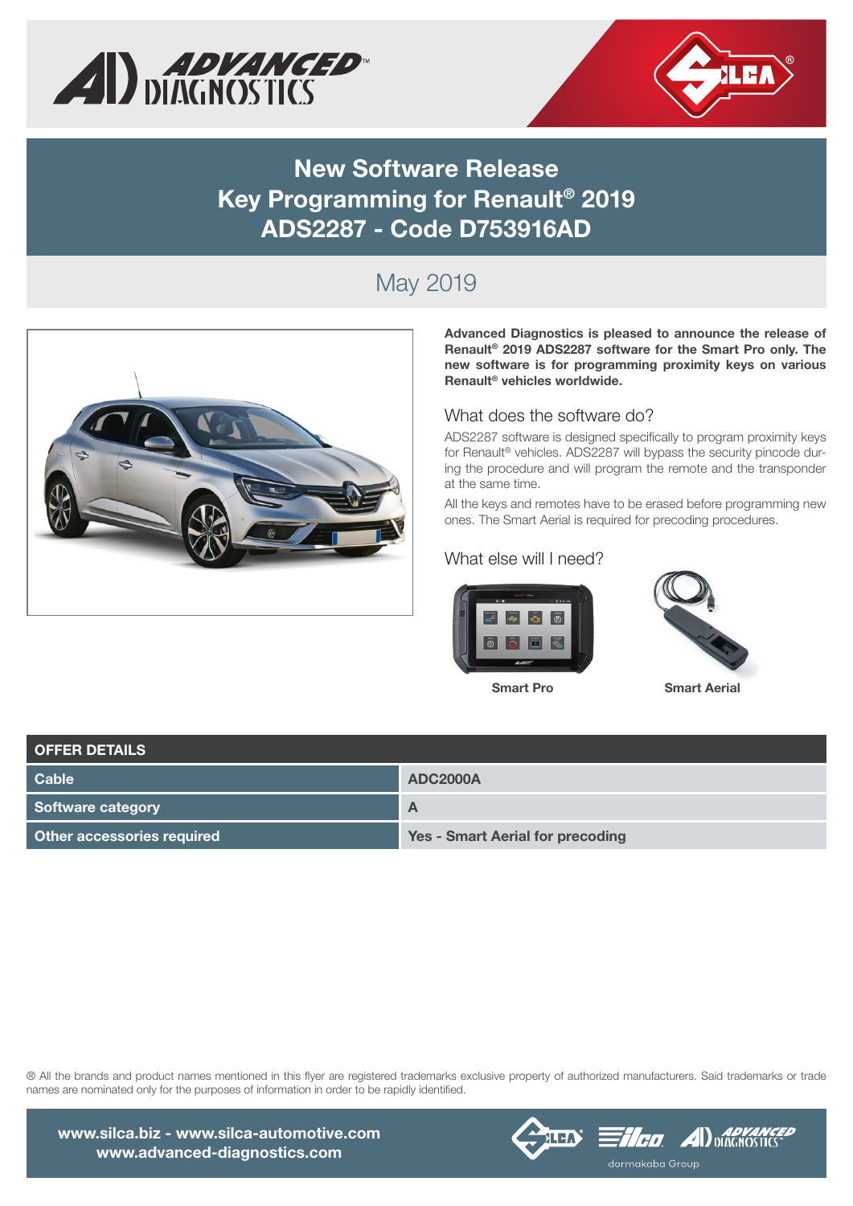# New Software Release
# Key Programming for Renault® 2019
# ADS2287 - Code D753916AD

## May 2019

**Advanced Diagnostics is pleased to announce the release of Renault® 2019 ADS2287 software for the Smart Pro only. The new software is for programming proximity keys on various Renault® vehicles worldwide.**

### What does the software do?

ADS2287 software is designed specifically to program proximity keys for Renault® vehicles. ADS2287 will bypass the security pincode during the procedure and will program the remote and the transponder at the same time.

All the keys and remotes have to be erased before programming new ones. The Smart Aerial is required for precoding procedures.

### What else will I need?

**Smart Pro**

**Smart Aerial**

| OFFER DETAILS | |
|---|---|
| Cable | ADC2000A |
| Software category | A |
| Other accessories required | Yes - Smart Aerial for precoding |

® All the brands and product names mentioned in this flyer are registered trademarks exclusive property of authorized manufacturers. Said trademarks or trade names are nominated only for the purposes of information in order to be rapidly identified.

**www.silca.biz - www.silca-automotive.com**
**www.advanced-diagnostics.com**

dormakaba Group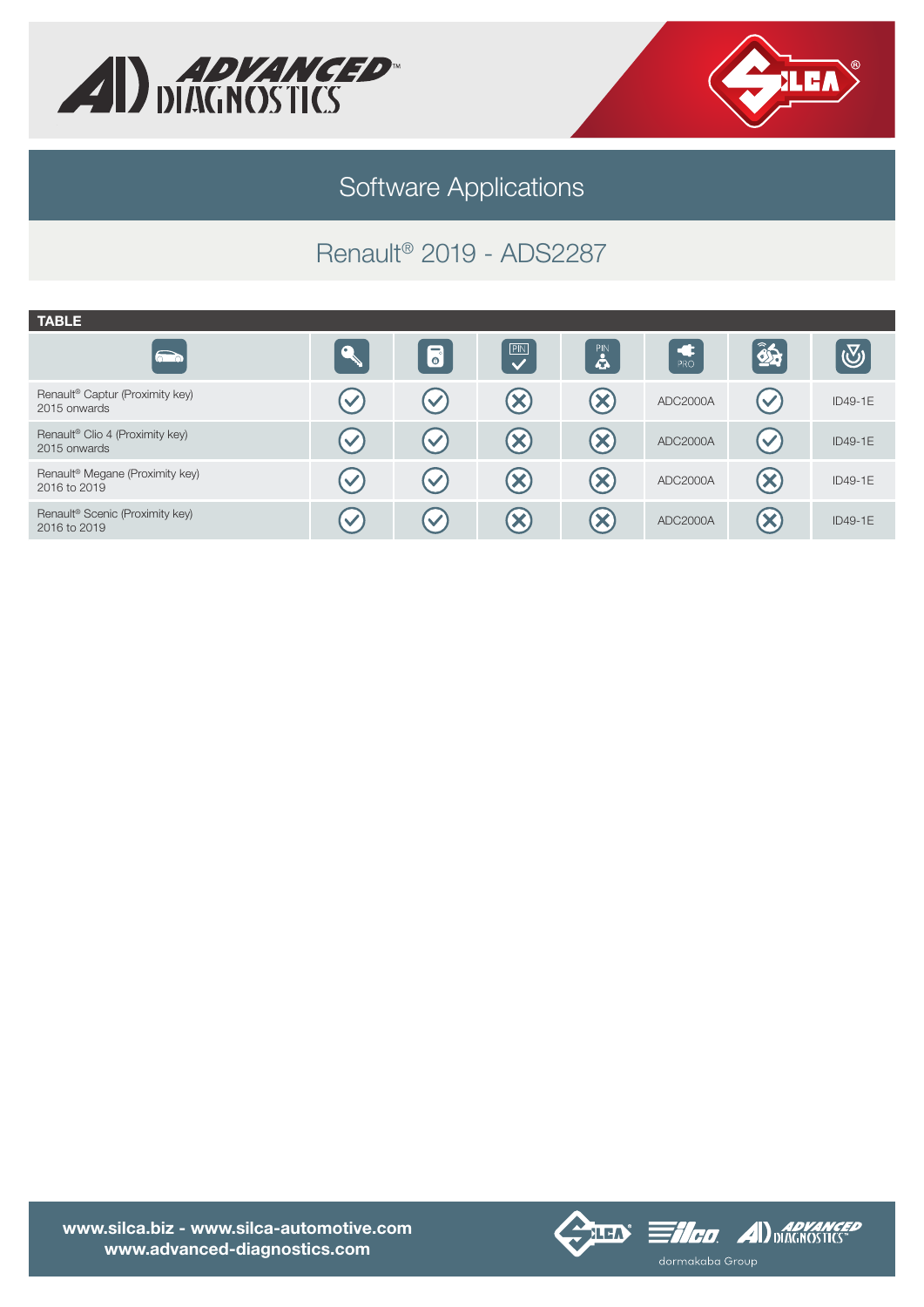## Software Applications

### Renault® 2019 - ADS2287

**TABLE**

| | | | | | | | |
|---|---|---|---|---|---|---|---|
| Renault® Captur (Proximity key) 2015 onwards | ✓ | ✓ | ✗ | ✗ | ADC2000A | ✓ | ID49-1E |
| Renault® Clio 4 (Proximity key) 2015 onwards | ✓ | ✓ | ✗ | ✗ | ADC2000A | ✓ | ID49-1E |
| Renault® Megane (Proximity key) 2016 to 2019 | ✓ | ✓ | ✗ | ✗ | ADC2000A | ✗ | ID49-1E |
| Renault® Scenic (Proximity key) 2016 to 2019 | ✓ | ✓ | ✗ | ✗ | ADC2000A | ✗ | ID49-1E |

**www.silca.biz - www.silca-automotive.com**
**www.advanced-diagnostics.com**

dormakaba Group